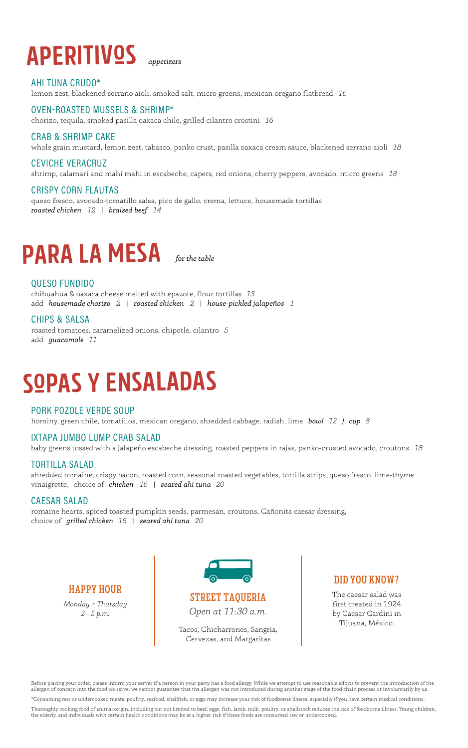# APERITIVOS *appetizers*

### AHI TUNA CRUDO*

lemon zest, blackened serrano aioli, smoked salt, micro greens, mexican oregano flatbread *16*

### OVEN-ROASTED MUSSELS & SHRIMP*

chorizo, tequila, smoked pasilla oaxaca chile, grilled cilantro crostini *16*

### CRAB & SHRIMP CAKE

whole grain mustard, lemon zest, tabasco, panko crust, pasilla oaxaca cream sauce, blackened serrano aioli *18*

### CEVICHE VERACRUZ

shrimp, calamari and mahi mahi in escabeche, capers, red onions, cherry peppers, avocado, micro greens *18*

### CRISPY CORN FLAUTAS

queso fresco, avocado-tomatillo salsa, pico de gallo, crema, lettuce, housemade tortillas
***roasted chicken*** *12* | ***braised beef*** *14*

# PARA LA MESA *for the table*

### QUESO FUNDIDO

chihuahua & oaxaca cheese melted with epazote, flour tortillas *13*
add ***housemade chorizo*** *2* | ***roasted chicken*** *2* | ***house-pickled jalapeños*** *1*

### CHIPS & SALSA

roasted tomatoes, caramelized onions, chipotle, cilantro *5*
add ***guacamole*** *11*

# SOPAS Y ENSALADAS

### PORK POZOLE VERDE SOUP

hominy, green chile, tomatillos, mexican oregano, shredded cabbage, radish, lime ***bowl*** *12* | ***cup*** *8*

### IXTAPA JUMBO LUMP CRAB SALAD

baby greens tossed with a jalapeño escabeche dressing, roasted peppers in rajas, panko-crusted avocado, croutons *18*

### TORTILLA SALAD

shredded romaine, crispy bacon, roasted corn, seasonal roasted vegetables, tortilla strips, queso fresco, lime-thyme vinaigrette, choice of ***chicken*** *16* | ***seared ahi tuna*** *20*

### CAESAR SALAD

romaine hearts, spiced toasted pumpkin seeds, parmesan, croutons, Cañonita caesar dressing,
choice of ***grilled chicken*** *16* | ***seared ahi tuna*** *20*

---

**HAPPY HOUR**

*Monday - Thursday*
*2 - 5 p.m.*

**STREET TAQUERIA**

*Open at 11:30 a.m.*

Tacos, Chicharrones, Sangria, Cervezas, and Margaritas

**DID YOU KNOW?**

The caesar salad was first created in 1924 by Caesar Cardini in Tijuana, México.

---

Before placing your order, please inform your server if a person in your party has a food allergy. While we attempt to use reasonable efforts to prevent the introduction of the allergen of concern into the food we serve, we cannot guarantee that the allergen was not introduced during another stage of the food chain process or involuntarily by us.

*Consuming raw or undercooked meats, poultry, seafood, shellfish, or eggs may increase your risk of foodborne illness, especially if you have certain medical conditions.

Thoroughly cooking food of animal origin, including but not limited to beef, eggs, fish, lamb, milk, poultry, or shellstock reduces the risk of foodborne illness. Young children, the elderly, and individuals with certain health conditions may be at a higher risk if these foods are consumed raw or undercooked.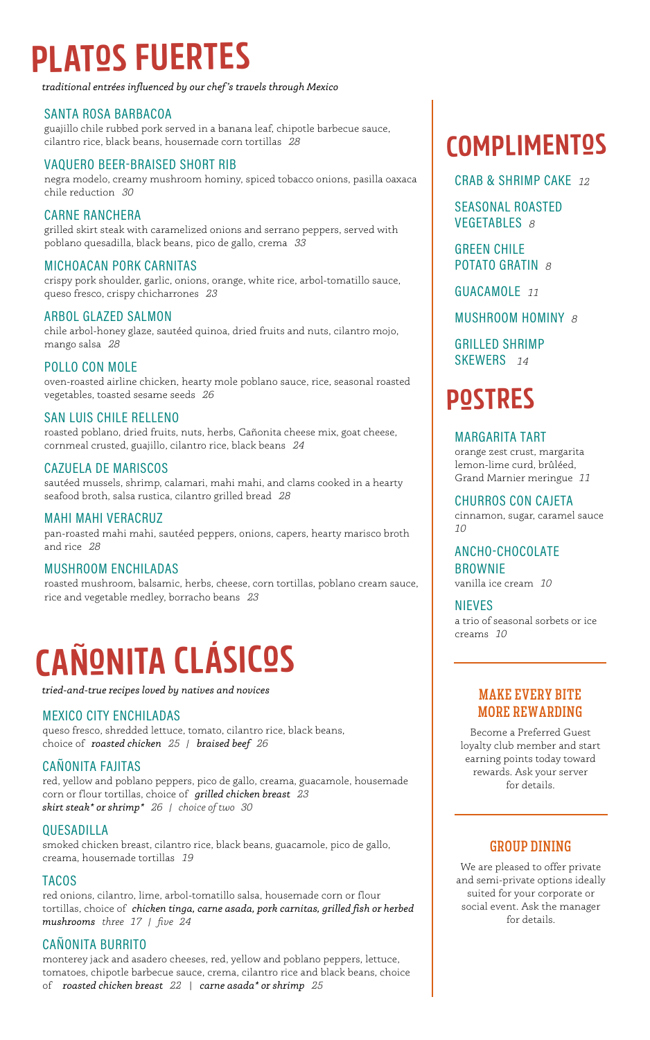# PLATOS FUERTES

*traditional entrées influenced by our chef's travels through Mexico*

### SANTA ROSA BARBACOA
guajillo chile rubbed pork served in a banana leaf, chipotle barbecue sauce, cilantro rice, black beans, housemade corn tortillas *28*

### VAQUERO BEER-BRAISED SHORT RIB
negra modelo, creamy mushroom hominy, spiced tobacco onions, pasilla oaxaca chile reduction *30*

### CARNE RANCHERA
grilled skirt steak with caramelized onions and serrano peppers, served with poblano quesadilla, black beans, pico de gallo, crema *33*

### MICHOACAN PORK CARNITAS
crispy pork shoulder, garlic, onions, orange, white rice, arbol-tomatillo sauce, queso fresco, crispy chicharrones *23*

### ARBOL GLAZED SALMON
chile arbol-honey glaze, sautéed quinoa, dried fruits and nuts, cilantro mojo, mango salsa *28*

### POLLO CON MOLE
oven-roasted airline chicken, hearty mole poblano sauce, rice, seasonal roasted vegetables, toasted sesame seeds *26*

### SAN LUIS CHILE RELLENO
roasted poblano, dried fruits, nuts, herbs, Cañonita cheese mix, goat cheese, cornmeal crusted, guajillo, cilantro rice, black beans *24*

### CAZUELA DE MARISCOS
sautéed mussels, shrimp, calamari, mahi mahi, and clams cooked in a hearty seafood broth, salsa rustica, cilantro grilled bread *28*

### MAHI MAHI VERACRUZ
pan-roasted mahi mahi, sautéed peppers, onions, capers, hearty marisco broth and rice *28*

### MUSHROOM ENCHILADAS
roasted mushroom, balsamic, herbs, cheese, corn tortillas, poblano cream sauce, rice and vegetable medley, borracho beans *23*

# CAÑONITA CLÁSICOS

*tried-and-true recipes loved by natives and novices*

### MEXICO CITY ENCHILADAS
queso fresco, shredded lettuce, tomato, cilantro rice, black beans, choice of ***roasted chicken*** *25* | ***braised beef*** *26*

### CAÑONITA FAJITAS
red, yellow and poblano peppers, pico de gallo, creama, guacamole, housemade corn or flour tortillas, choice of ***grilled chicken breast*** *23*
***skirt steak\* or shrimp\**** *26* | *choice of two* *30*

### QUESADILLA
smoked chicken breast, cilantro rice, black beans, guacamole, pico de gallo, creama, housemade tortillas *19*

### TACOS
red onions, cilantro, lime, arbol-tomatillo salsa, housemade corn or flour tortillas, choice of ***chicken tinga, carne asada, pork carnitas, grilled fish or herbed mushrooms*** *three* *17* | *five* *24*

### CAÑONITA BURRITO
monterey jack and asadero cheeses, red, yellow and poblano peppers, lettuce, tomatoes, chipotle barbecue sauce, crema, cilantro rice and black beans, choice of ***roasted chicken breast*** *22* | ***carne asada\* or shrimp*** *25*

# COMPLIMENTOS

- CRAB & SHRIMP CAKE *12*
- SEASONAL ROASTED VEGETABLES *8*
- GREEN CHILE POTATO GRATIN *8*
- GUACAMOLE *11*
- MUSHROOM HOMINY *8*
- GRILLED SHRIMP SKEWERS *14*

# POSTRES

### MARGARITA TART
orange zest crust, margarita lemon-lime curd, brûléed, Grand Marnier meringue *11*

### CHURROS CON CAJETA
cinnamon, sugar, caramel sauce *10*

### ANCHO-CHOCOLATE BROWNIE
vanilla ice cream *10*

### NIEVES
a trio of seasonal sorbets or ice creams *10*

## MAKE EVERY BITE MORE REWARDING

Become a Preferred Guest loyalty club member and start earning points today toward rewards. Ask your server for details.

## GROUP DINING

We are pleased to offer private and semi-private options ideally suited for your corporate or social event. Ask the manager for details.